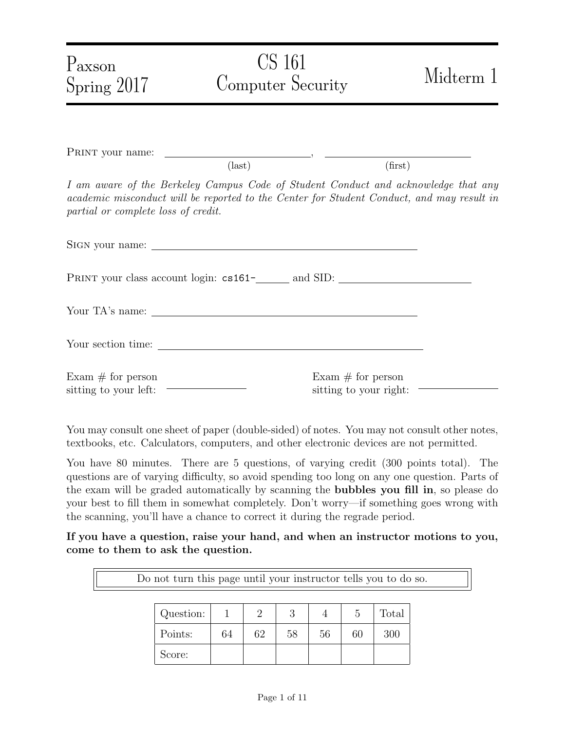Paxson
Spring 2017

# CS 161 Computer Security

Midterm 1

PRINT your name: ______________________, ______________________
(last) (first)

*I am aware of the Berkeley Campus Code of Student Conduct and acknowledge that any academic misconduct will be reported to the Center for Student Conduct, and may result in partial or complete loss of credit.*

SIGN your name: ________________________________________

PRINT your class account login: cs161-______ and SID: ____________________

Your TA's name: ________________________________________

Your section time: ________________________________________

Exam # for person sitting to your left: ____________

Exam # for person sitting to your right: ____________

You may consult one sheet of paper (double-sided) of notes. You may not consult other notes, textbooks, etc. Calculators, computers, and other electronic devices are not permitted.

You have 80 minutes. There are 5 questions, of varying credit (300 points total). The questions are of varying difficulty, so avoid spending too long on any one question. Parts of the exam will be graded automatically by scanning the **bubbles you fill in**, so please do your best to fill them in somewhat completely. Don't worry—if something goes wrong with the scanning, you'll have a chance to correct it during the regrade period.

**If you have a question, raise your hand, and when an instructor motions to you, come to them to ask the question.**

Do not turn this page until your instructor tells you to do so.

| Question: | 1 | 2 | 3 | 4 | 5 | Total |
|---|---|---|---|---|---|---|
| Points: | 64 | 62 | 58 | 56 | 60 | 300 |
| Score: | | | | | | |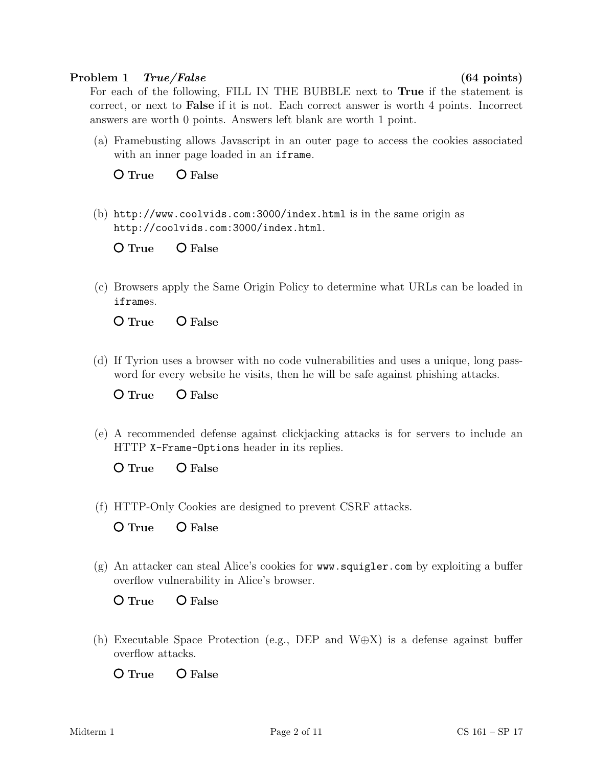## Problem 1 *True/False* (64 points)

For each of the following, FILL IN THE BUBBLE next to **True** if the statement is correct, or next to **False** if it is not. Each correct answer is worth 4 points. Incorrect answers are worth 0 points. Answers left blank are worth 1 point.

(a) Framebusting allows Javascript in an outer page to access the cookies associated with an inner page loaded in an `iframe`.

O **True** O **False**

(b) `http://www.coolvids.com:3000/index.html` is in the same origin as `http://coolvids.com:3000/index.html`.

O **True** O **False**

(c) Browsers apply the Same Origin Policy to determine what URLs can be loaded in `iframe`s.

O **True** O **False**

(d) If Tyrion uses a browser with no code vulnerabilities and uses a unique, long password for every website he visits, then he will be safe against phishing attacks.

O **True** O **False**

(e) A recommended defense against clickjacking attacks is for servers to include an HTTP `X-Frame-Options` header in its replies.

O **True** O **False**

(f) HTTP-Only Cookies are designed to prevent CSRF attacks.

O **True** O **False**

(g) An attacker can steal Alice's cookies for `www.squigler.com` by exploiting a buffer overflow vulnerability in Alice's browser.

O **True** O **False**

(h) Executable Space Protection (e.g., DEP and W$\oplus$X) is a defense against buffer overflow attacks.

O **True** O **False**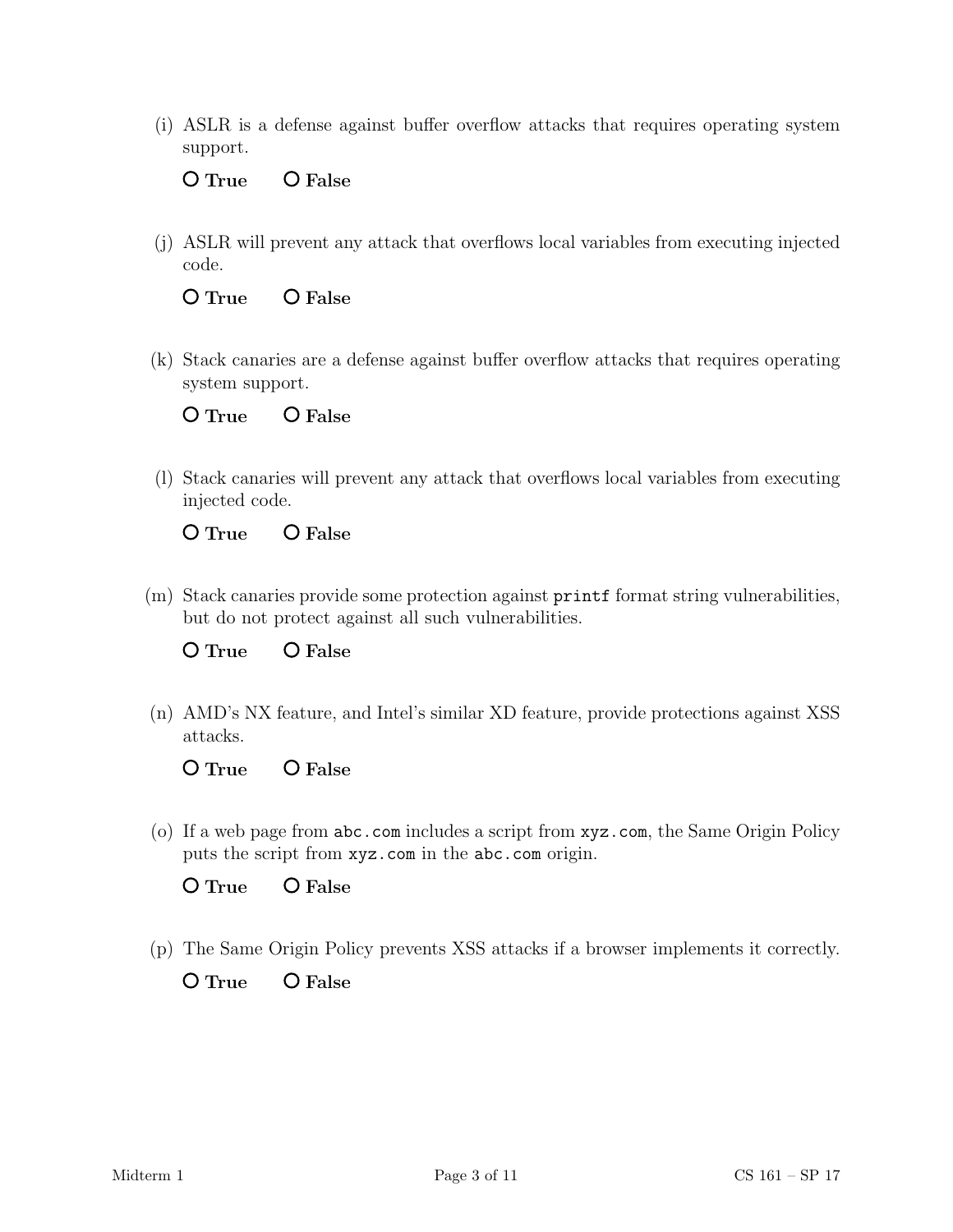(i) ASLR is a defense against buffer overflow attacks that requires operating system support.

O **True** O **False**

(j) ASLR will prevent any attack that overflows local variables from executing injected code.

O **True** O **False**

(k) Stack canaries are a defense against buffer overflow attacks that requires operating system support.

O **True** O **False**

(l) Stack canaries will prevent any attack that overflows local variables from executing injected code.

O **True** O **False**

(m) Stack canaries provide some protection against `printf` format string vulnerabilities, but do not protect against all such vulnerabilities.

O **True** O **False**

(n) AMD's NX feature, and Intel's similar XD feature, provide protections against XSS attacks.

O **True** O **False**

(o) If a web page from `abc.com` includes a script from `xyz.com`, the Same Origin Policy puts the script from `xyz.com` in the `abc.com` origin.

O **True** O **False**

(p) The Same Origin Policy prevents XSS attacks if a browser implements it correctly.

O **True** O **False**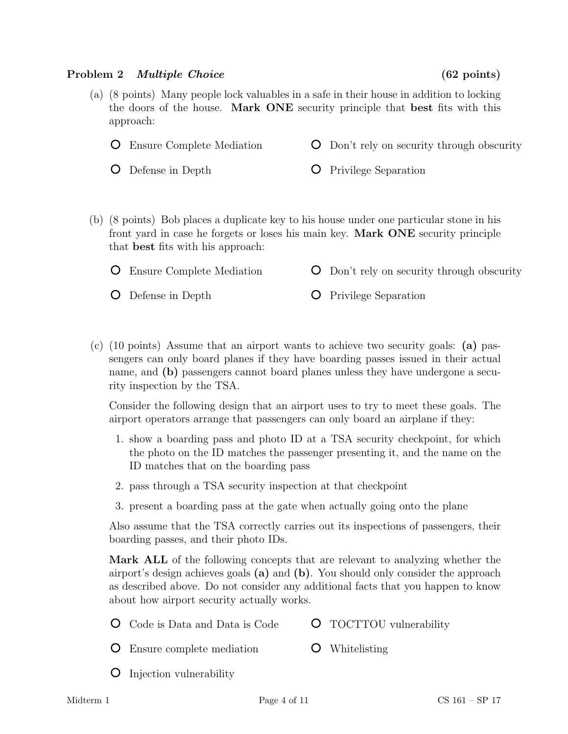**Problem 2** *Multiple Choice* **(62 points)**

(a) (8 points) Many people lock valuables in a safe in their house in addition to locking the doors of the house. **Mark ONE** security principle that **best** fits with this approach:

- ○ Ensure Complete Mediation
- ○ Don't rely on security through obscurity
- ○ Defense in Depth
- ○ Privilege Separation

(b) (8 points) Bob places a duplicate key to his house under one particular stone in his front yard in case he forgets or loses his main key. **Mark ONE** security principle that **best** fits with his approach:

- ○ Ensure Complete Mediation
- ○ Don't rely on security through obscurity
- ○ Defense in Depth
- ○ Privilege Separation

(c) (10 points) Assume that an airport wants to achieve two security goals: **(a)** passengers can only board planes if they have boarding passes issued in their actual name, and **(b)** passengers cannot board planes unless they have undergone a security inspection by the TSA.

Consider the following design that an airport uses to try to meet these goals. The airport operators arrange that passengers can only board an airplane if they:

1. show a boarding pass and photo ID at a TSA security checkpoint, for which the photo on the ID matches the passenger presenting it, and the name on the ID matches that on the boarding pass
2. pass through a TSA security inspection at that checkpoint
3. present a boarding pass at the gate when actually going onto the plane

Also assume that the TSA correctly carries out its inspections of passengers, their boarding passes, and their photo IDs.

**Mark ALL** of the following concepts that are relevant to analyzing whether the airport's design achieves goals **(a)** and **(b)**. You should only consider the approach as described above. Do not consider any additional facts that you happen to know about how airport security actually works.

- ○ Code is Data and Data is Code
- ○ TOCTTOU vulnerability
- ○ Ensure complete mediation
- ○ Whitelisting
- ○ Injection vulnerability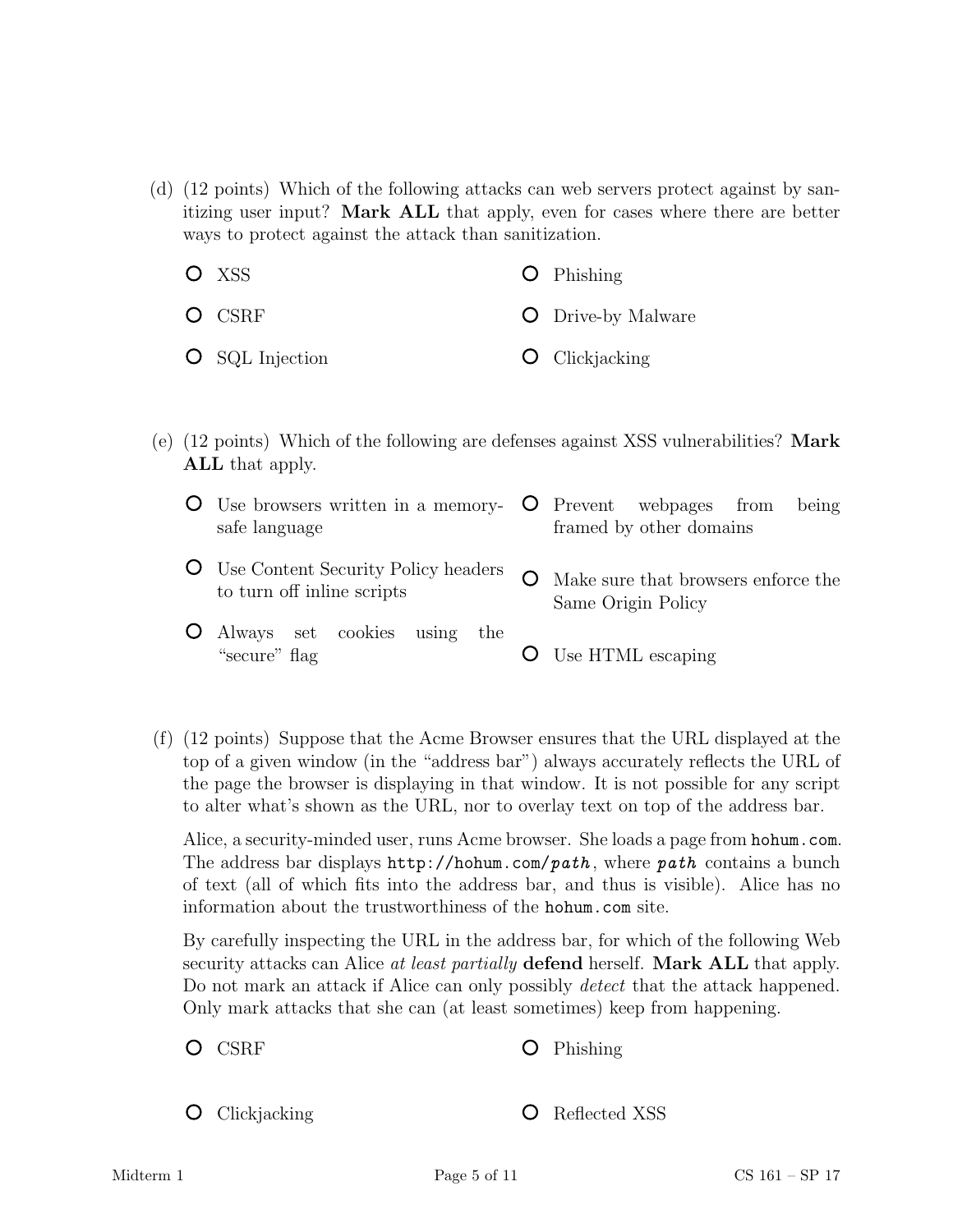(d) (12 points) Which of the following attacks can web servers protect against by sanitizing user input? **Mark ALL** that apply, even for cases where there are better ways to protect against the attack than sanitization.

- ○ XSS
- ○ CSRF
- ○ SQL Injection
- ○ Phishing
- ○ Drive-by Malware
- ○ Clickjacking

(e) (12 points) Which of the following are defenses against XSS vulnerabilities? **Mark ALL** that apply.

- ○ Use browsers written in a memory-safe language
- ○ Use Content Security Policy headers to turn off inline scripts
- ○ Always set cookies using the "secure" flag
- ○ Prevent webpages from being framed by other domains
- ○ Make sure that browsers enforce the Same Origin Policy
- ○ Use HTML escaping

(f) (12 points) Suppose that the Acme Browser ensures that the URL displayed at the top of a given window (in the "address bar") always accurately reflects the URL of the page the browser is displaying in that window. It is not possible for any script to alter what's shown as the URL, nor to overlay text on top of the address bar.

Alice, a security-minded user, runs Acme browser. She loads a page from `hohum.com`. The address bar displays `http://hohum.com/`***`path`***, where ***`path`*** contains a bunch of text (all of which fits into the address bar, and thus is visible). Alice has no information about the trustworthiness of the `hohum.com` site.

By carefully inspecting the URL in the address bar, for which of the following Web security attacks can Alice *at least partially* **defend** herself. **Mark ALL** that apply. Do not mark an attack if Alice can only possibly *detect* that the attack happened. Only mark attacks that she can (at least sometimes) keep from happening.

- ○ CSRF
- ○ Clickjacking
- ○ Phishing
- ○ Reflected XSS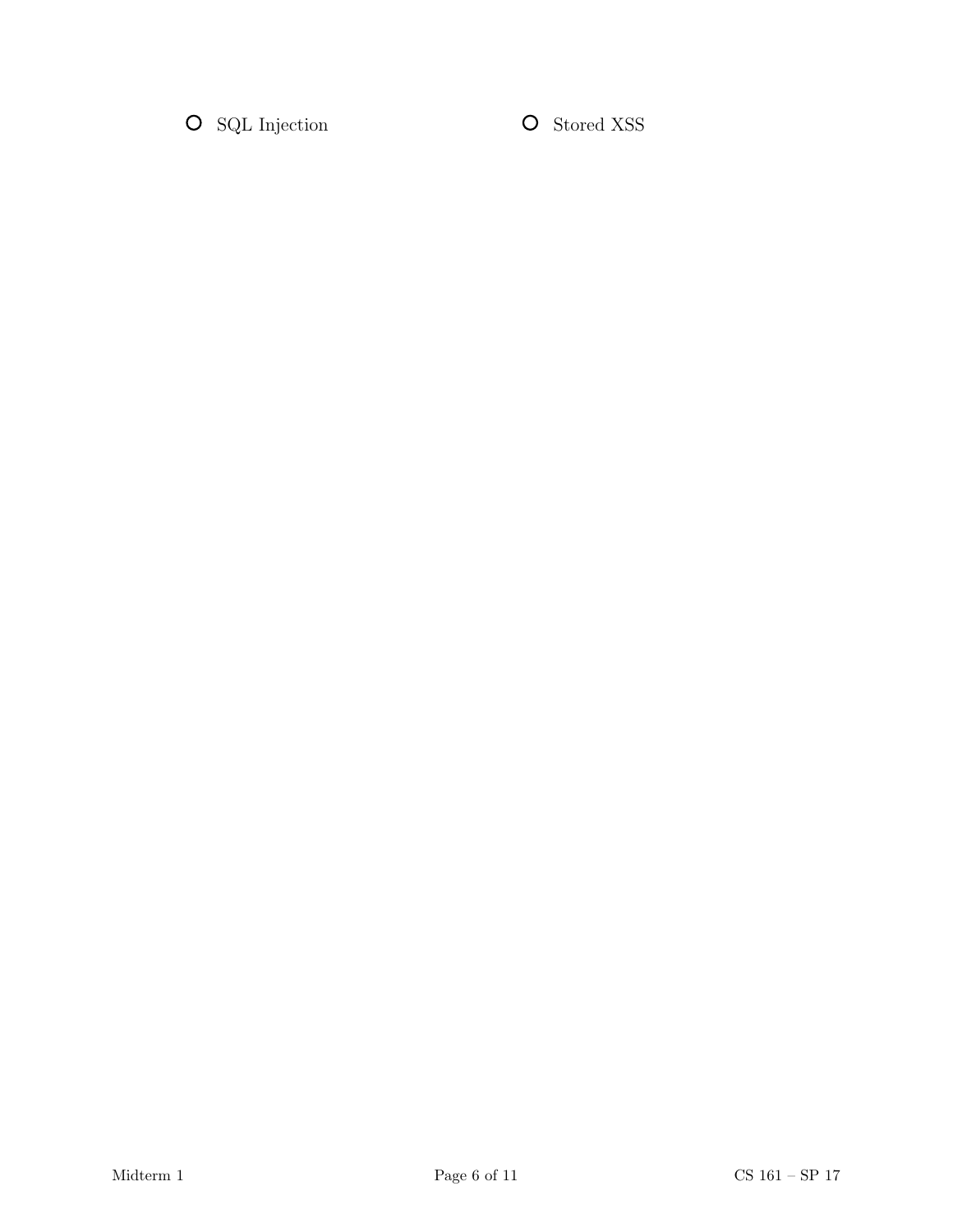○ SQL Injection ○ Stored XSS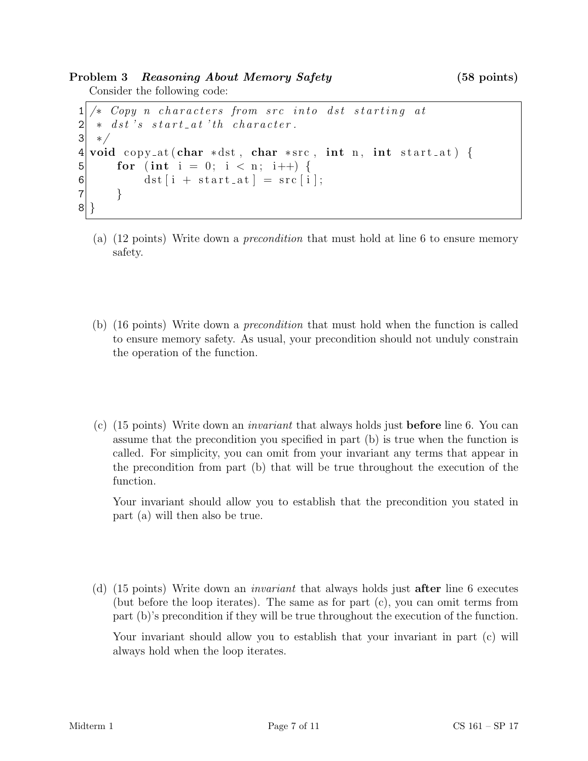## Problem 3 *Reasoning About Memory Safety* (58 points)

Consider the following code:

```
1 /* Copy n characters from src into dst starting at
2  * dst's start_at'th character.
3  */
4 void copy_at(char *dst, char *src, int n, int start_at) {
5     for (int i = 0; i < n; i++) {
6         dst[i + start_at] = src[i];
7     }
8 }
```

(a) (12 points) Write down a *precondition* that must hold at line 6 to ensure memory safety.

(b) (16 points) Write down a *precondition* that must hold when the function is called to ensure memory safety. As usual, your precondition should not unduly constrain the operation of the function.

(c) (15 points) Write down an *invariant* that always holds just **before** line 6. You can assume that the precondition you specified in part (b) is true when the function is called. For simplicity, you can omit from your invariant any terms that appear in the precondition from part (b) that will be true throughout the execution of the function.

Your invariant should allow you to establish that the precondition you stated in part (a) will then also be true.

(d) (15 points) Write down an *invariant* that always holds just **after** line 6 executes (but before the loop iterates). The same as for part (c), you can omit terms from part (b)'s precondition if they will be true throughout the execution of the function.

Your invariant should allow you to establish that your invariant in part (c) will always hold when the loop iterates.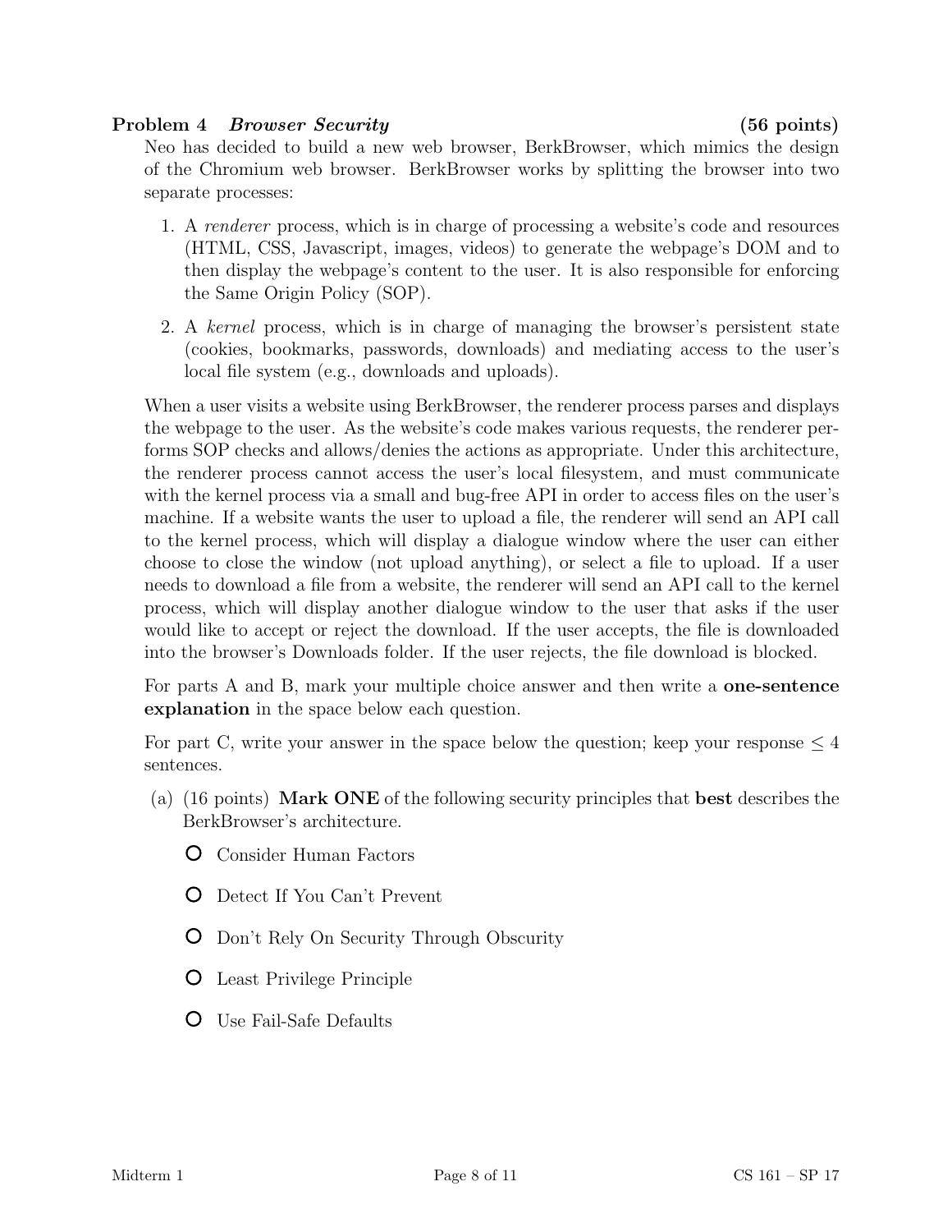## Problem 4 *Browser Security* (56 points)

Neo has decided to build a new web browser, BerkBrowser, which mimics the design of the Chromium web browser. BerkBrowser works by splitting the browser into two separate processes:

1. A *renderer* process, which is in charge of processing a website's code and resources (HTML, CSS, Javascript, images, videos) to generate the webpage's DOM and to then display the webpage's content to the user. It is also responsible for enforcing the Same Origin Policy (SOP).
2. A *kernel* process, which is in charge of managing the browser's persistent state (cookies, bookmarks, passwords, downloads) and mediating access to the user's local file system (e.g., downloads and uploads).

When a user visits a website using BerkBrowser, the renderer process parses and displays the webpage to the user. As the website's code makes various requests, the renderer performs SOP checks and allows/denies the actions as appropriate. Under this architecture, the renderer process cannot access the user's local filesystem, and must communicate with the kernel process via a small and bug-free API in order to access files on the user's machine. If a website wants the user to upload a file, the renderer will send an API call to the kernel process, which will display a dialogue window where the user can either choose to close the window (not upload anything), or select a file to upload. If a user needs to download a file from a website, the renderer will send an API call to the kernel process, which will display another dialogue window to the user that asks if the user would like to accept or reject the download. If the user accepts, the file is downloaded into the browser's Downloads folder. If the user rejects, the file download is blocked.

For parts A and B, mark your multiple choice answer and then write a **one-sentence explanation** in the space below each question.

For part C, write your answer in the space below the question; keep your response $\leq 4$ sentences.

(a) (16 points) **Mark ONE** of the following security principles that **best** describes the BerkBrowser's architecture.

- ○ Consider Human Factors
- ○ Detect If You Can't Prevent
- ○ Don't Rely On Security Through Obscurity
- ○ Least Privilege Principle
- ○ Use Fail-Safe Defaults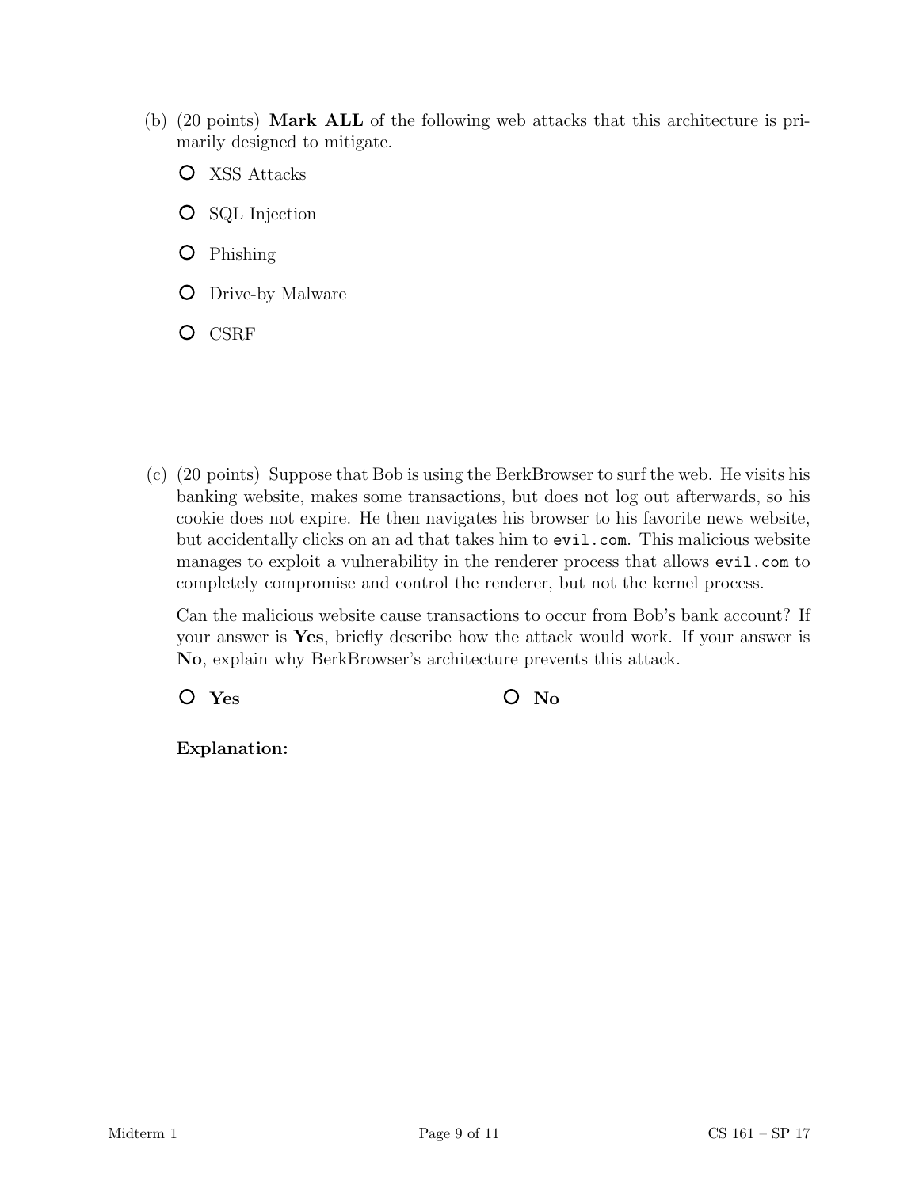(b) (20 points) **Mark ALL** of the following web attacks that this architecture is primarily designed to mitigate.

- ○ XSS Attacks
- ○ SQL Injection
- ○ Phishing
- ○ Drive-by Malware
- ○ CSRF

(c) (20 points) Suppose that Bob is using the BerkBrowser to surf the web. He visits his banking website, makes some transactions, but does not log out afterwards, so his cookie does not expire. He then navigates his browser to his favorite news website, but accidentally clicks on an ad that takes him to `evil.com`. This malicious website manages to exploit a vulnerability in the renderer process that allows `evil.com` to completely compromise and control the renderer, but not the kernel process.

Can the malicious website cause transactions to occur from Bob's bank account? If your answer is **Yes**, briefly describe how the attack would work. If your answer is **No**, explain why BerkBrowser's architecture prevents this attack.

○ **Yes** ○ **No**

**Explanation:**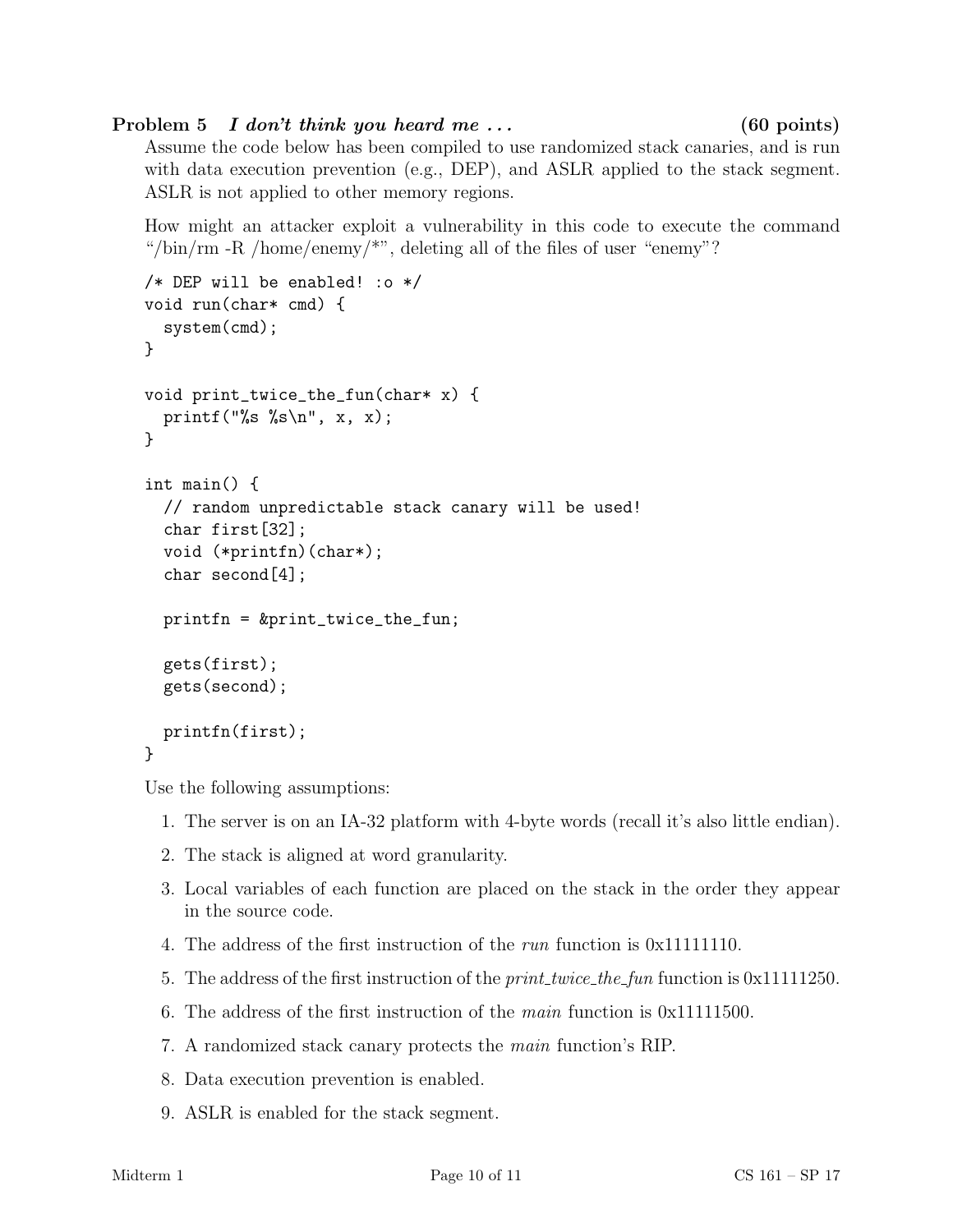**Problem 5** *I don't think you heard me ...* **(60 points)**

Assume the code below has been compiled to use randomized stack canaries, and is run with data execution prevention (e.g., DEP), and ASLR applied to the stack segment. ASLR is not applied to other memory regions.

How might an attacker exploit a vulnerability in this code to execute the command "/bin/rm -R /home/enemy/*", deleting all of the files of user "enemy"?

```
/* DEP will be enabled! :o */
void run(char* cmd) {
  system(cmd);
}

void print_twice_the_fun(char* x) {
  printf("%s %s\n", x, x);
}

int main() {
  // random unpredictable stack canary will be used!
  char first[32];
  void (*printfn)(char*);
  char second[4];

  printfn = &print_twice_the_fun;

  gets(first);
  gets(second);

  printfn(first);
}
```

Use the following assumptions:

1. The server is on an IA-32 platform with 4-byte words (recall it's also little endian).
2. The stack is aligned at word granularity.
3. Local variables of each function are placed on the stack in the order they appear in the source code.
4. The address of the first instruction of the *run* function is 0x11111110.
5. The address of the first instruction of the *print_twice_the_fun* function is 0x11111250.
6. The address of the first instruction of the *main* function is 0x11111500.
7. A randomized stack canary protects the *main* function's RIP.
8. Data execution prevention is enabled.
9. ASLR is enabled for the stack segment.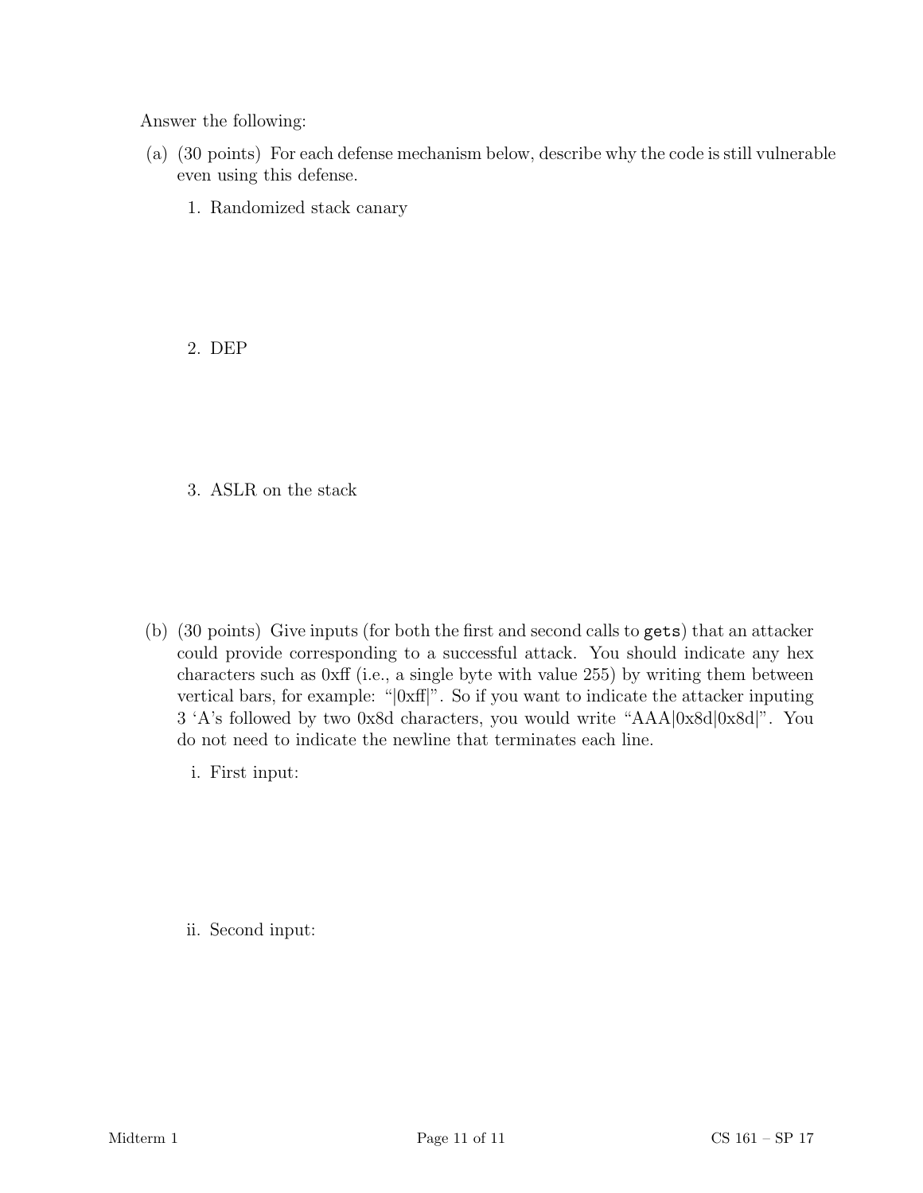Answer the following:

(a) (30 points) For each defense mechanism below, describe why the code is still vulnerable even using this defense.

1. Randomized stack canary

2. DEP

3. ASLR on the stack

(b) (30 points) Give inputs (for both the first and second calls to `gets`) that an attacker could provide corresponding to a successful attack. You should indicate any hex characters such as 0xff (i.e., a single byte with value 255) by writing them between vertical bars, for example: "|0xff|". So if you want to indicate the attacker inputing 3 'A's followed by two 0x8d characters, you would write "AAA|0x8d|0x8d|". You do not need to indicate the newline that terminates each line.

i. First input:

ii. Second input: